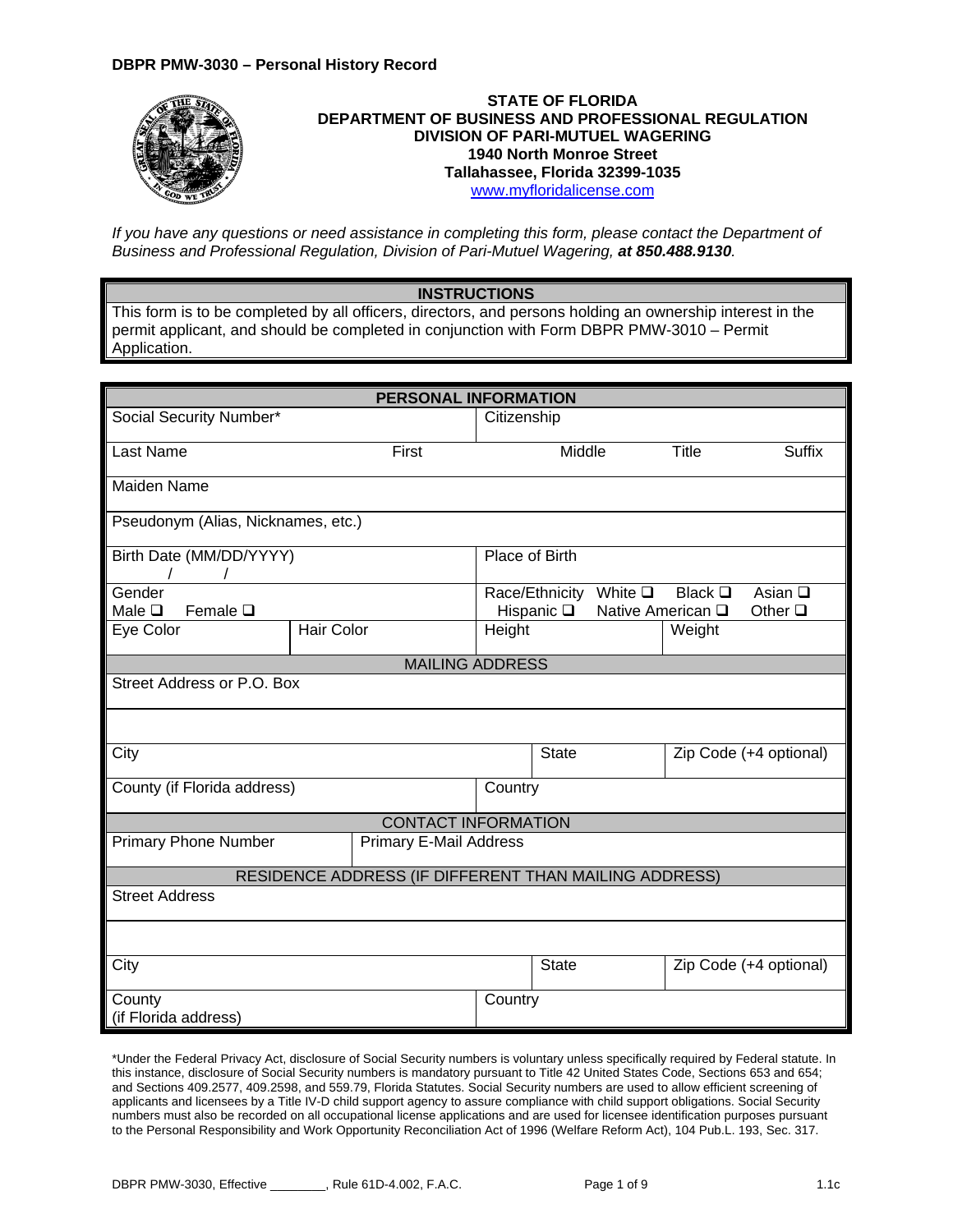**DBPR PMW-3030 – Personal History Record**

**STATE OF FLORIDA**
**DEPARTMENT OF BUSINESS AND PROFESSIONAL REGULATION**
**DIVISION OF PARI-MUTUEL WAGERING**
**1940 North Monroe Street**
**Tallahassee, Florida 32399-1035**
www.myfloridalicense.com

*If you have any questions or need assistance in completing this form, please contact the Department of Business and Professional Regulation, Division of Pari-Mutuel Wagering,* ***at 850.488.9130****.*

| **INSTRUCTIONS** |
|---|
| This form is to be completed by all officers, directors, and persons holding an ownership interest in the permit applicant, and should be completed in conjunction with Form DBPR PMW-3010 – Permit Application. |

| **PERSONAL INFORMATION** | | | | |
|---|---|---|---|---|
| Social Security Number* | | Citizenship | | |
| Last Name | First | Middle | Title | Suffix |
| Maiden Name | | | | |
| Pseudonym (Alias, Nicknames, etc.) | | | | |
| Birth Date (MM/DD/YYYY) / / | | Place of Birth | | |
| Gender Male ❑ Female ❑ | | Race/Ethnicity White ❑ Black ❑ Asian ❑ Hispanic ❑ Native American ❑ Other ❑ | | |
| Eye Color | Hair Color | Height | Weight | |
| **MAILING ADDRESS** | | | | |
| Street Address or P.O. Box | | | | |
| | | | | |
| City | | State | Zip Code (+4 optional) | |
| County (if Florida address) | | Country | | |
| **CONTACT INFORMATION** | | | | |
| Primary Phone Number | Primary E-Mail Address | | | |
| **RESIDENCE ADDRESS (IF DIFFERENT THAN MAILING ADDRESS)** | | | | |
| Street Address | | | | |
| | | | | |
| City | | State | Zip Code (+4 optional) | |
| County (if Florida address) | | Country | | |

*Under the Federal Privacy Act, disclosure of Social Security numbers is voluntary unless specifically required by Federal statute. In this instance, disclosure of Social Security numbers is mandatory pursuant to Title 42 United States Code, Sections 653 and 654; and Sections 409.2577, 409.2598, and 559.79, Florida Statutes. Social Security numbers are used to allow efficient screening of applicants and licensees by a Title IV-D child support agency to assure compliance with child support obligations. Social Security numbers must also be recorded on all occupational license applications and are used for licensee identification purposes pursuant to the Personal Responsibility and Work Opportunity Reconciliation Act of 1996 (Welfare Reform Act), 104 Pub.L. 193, Sec. 317.

DBPR PMW-3030, Effective ________, Rule 61D-4.002, F.A.C. 1.1c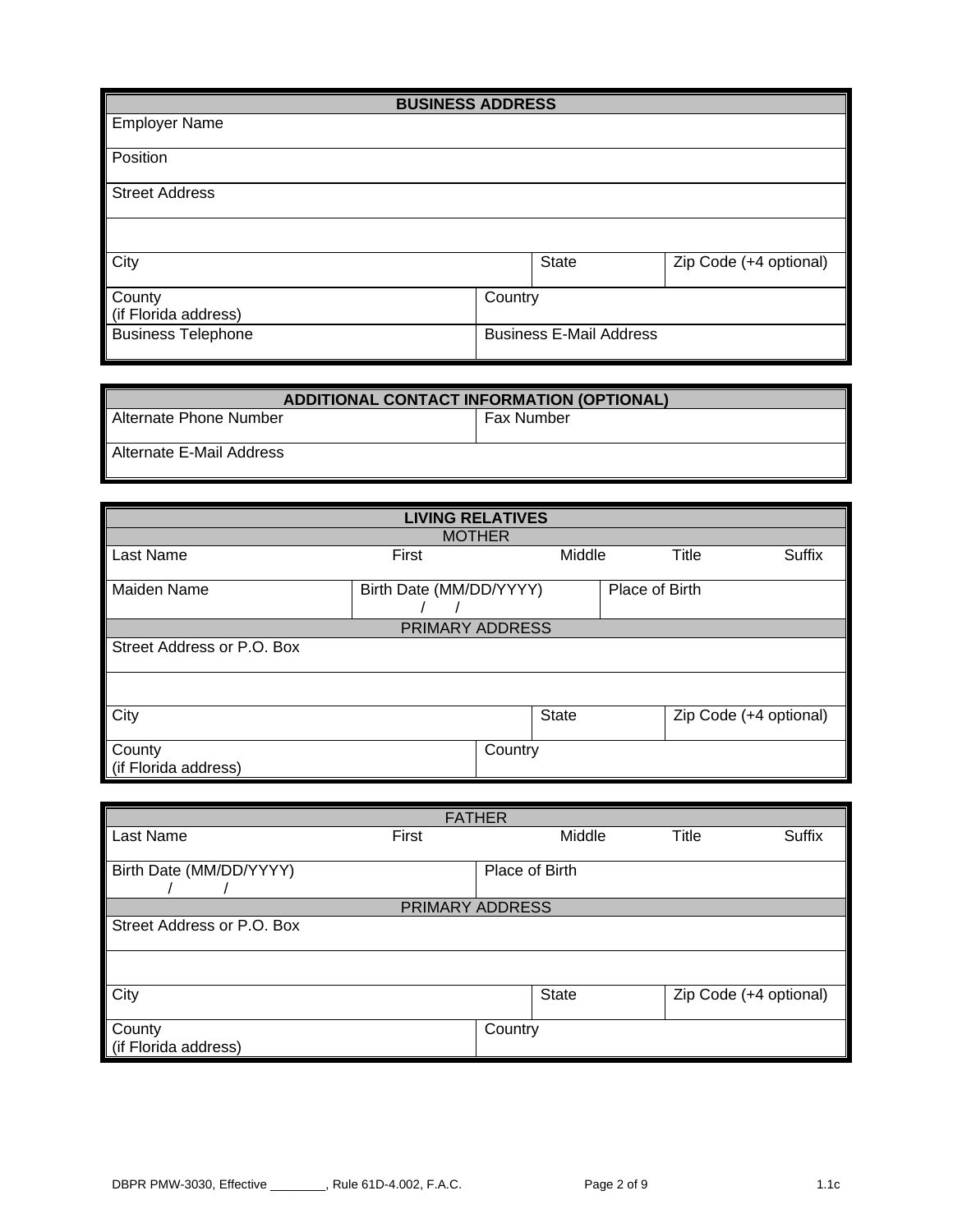| BUSINESS ADDRESS | | |
|---|---|---|
| Employer Name | | |
| Position | | |
| Street Address | | |
| | | |
| City | State | Zip Code (+4 optional) |
| County (if Florida address) | Country | |
| Business Telephone | Business E-Mail Address | |

| ADDITIONAL CONTACT INFORMATION (OPTIONAL) | |
|---|---|
| Alternate Phone Number | Fax Number |
| Alternate E-Mail Address | |

| LIVING RELATIVES | | | | |
|---|---|---|---|---|
| MOTHER | | | | |
| Last Name | First | Middle | Title | Suffix |
| Maiden Name | Birth Date (MM/DD/YYYY) / / | Place of Birth | | |
| PRIMARY ADDRESS | | | | |
| Street Address or P.O. Box | | | | |
| | | | | |
| City | State | Zip Code (+4 optional) | | |
| County (if Florida address) | Country | | | |

| FATHER | | | | |
|---|---|---|---|---|
| Last Name | First | Middle | Title | Suffix |
| Birth Date (MM/DD/YYYY) / / | Place of Birth | | | |
| PRIMARY ADDRESS | | | | |
| Street Address or P.O. Box | | | | |
| | | | | |
| City | State | Zip Code (+4 optional) | | |
| County (if Florida address) | Country | | | |

DBPR PMW-3030, Effective ________, Rule 61D-4.002, F.A.C. 1.1c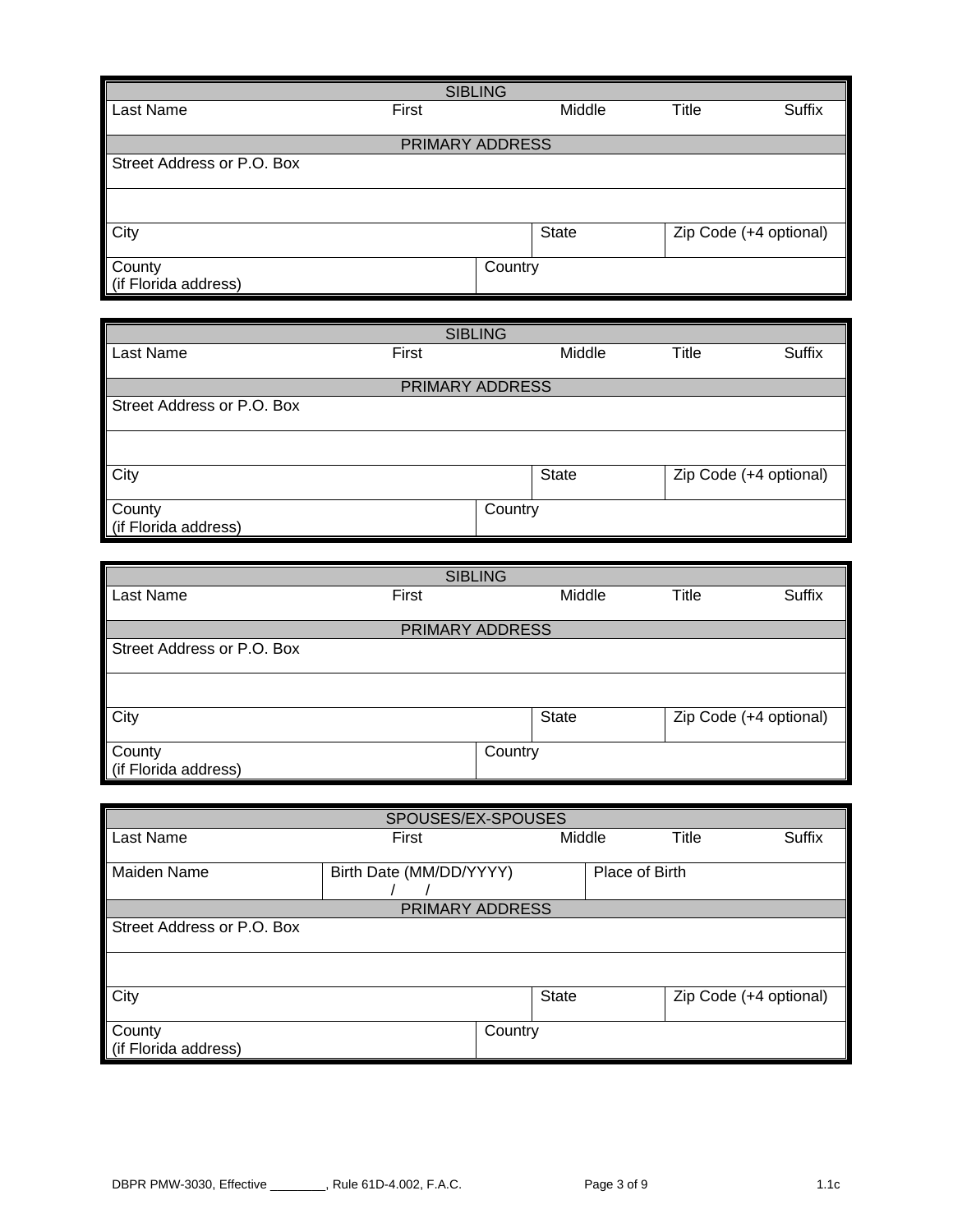| SIBLING | | | | |
|---|---|---|---|---|
| Last Name | First | Middle | Title | Suffix |
| **PRIMARY ADDRESS** | | | | |
| Street Address or P.O. Box | | | | |
| | | | | |
| City | | State | Zip Code (+4 optional) | |
| County (if Florida address) | Country | | | |

| SIBLING | | | | |
|---|---|---|---|---|
| Last Name | First | Middle | Title | Suffix |
| **PRIMARY ADDRESS** | | | | |
| Street Address or P.O. Box | | | | |
| | | | | |
| City | | State | Zip Code (+4 optional) | |
| County (if Florida address) | Country | | | |

| SIBLING | | | | |
|---|---|---|---|---|
| Last Name | First | Middle | Title | Suffix |
| **PRIMARY ADDRESS** | | | | |
| Street Address or P.O. Box | | | | |
| | | | | |
| City | | State | Zip Code (+4 optional) | |
| County (if Florida address) | Country | | | |

| SPOUSES/EX-SPOUSES | | | | |
|---|---|---|---|---|
| Last Name | First | Middle | Title | Suffix |
| Maiden Name | Birth Date (MM/DD/YYYY) / / | Place of Birth | | |
| **PRIMARY ADDRESS** | | | | |
| Street Address or P.O. Box | | | | |
| | | | | |
| City | | State | Zip Code (+4 optional) | |
| County (if Florida address) | Country | | | |

DBPR PMW-3030, Effective ________, Rule 61D-4.002, F.A.C. 1.1c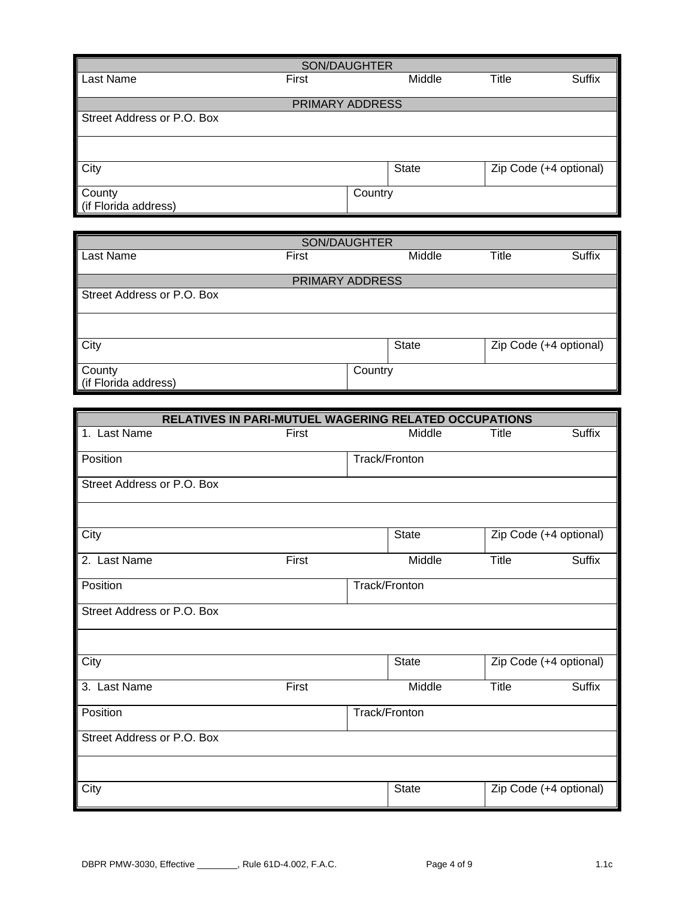| SON/DAUGHTER | | | | |
|---|---|---|---|---|
| Last Name | First | Middle | Title | Suffix |

| PRIMARY ADDRESS | | |
|---|---|---|
| Street Address or P.O. Box | | |
| | | |
| City | State | Zip Code (+4 optional) |
| County (if Florida address) | Country | |

| SON/DAUGHTER | | | | |
|---|---|---|---|---|
| Last Name | First | Middle | Title | Suffix |

| PRIMARY ADDRESS | | |
|---|---|---|
| Street Address or P.O. Box | | |
| | | |
| City | State | Zip Code (+4 optional) |
| County (if Florida address) | Country | |

| **RELATIVES IN PARI-MUTUEL WAGERING RELATED OCCUPATIONS** | | | | |
|---|---|---|---|---|
| 1. Last Name | First | Middle | Title | Suffix |
| Position | | Track/Fronton | | |
| Street Address or P.O. Box | | | | |
| | | | | |
| City | | State | Zip Code (+4 optional) | |
| 2. Last Name | First | Middle | Title | Suffix |
| Position | | Track/Fronton | | |
| Street Address or P.O. Box | | | | |
| | | | | |
| City | | State | Zip Code (+4 optional) | |
| 3. Last Name | First | Middle | Title | Suffix |
| Position | | Track/Fronton | | |
| Street Address or P.O. Box | | | | |
| | | | | |
| City | | State | Zip Code (+4 optional) | |

DBPR PMW-3030, Effective ________, Rule 61D-4.002, F.A.C. 1.1c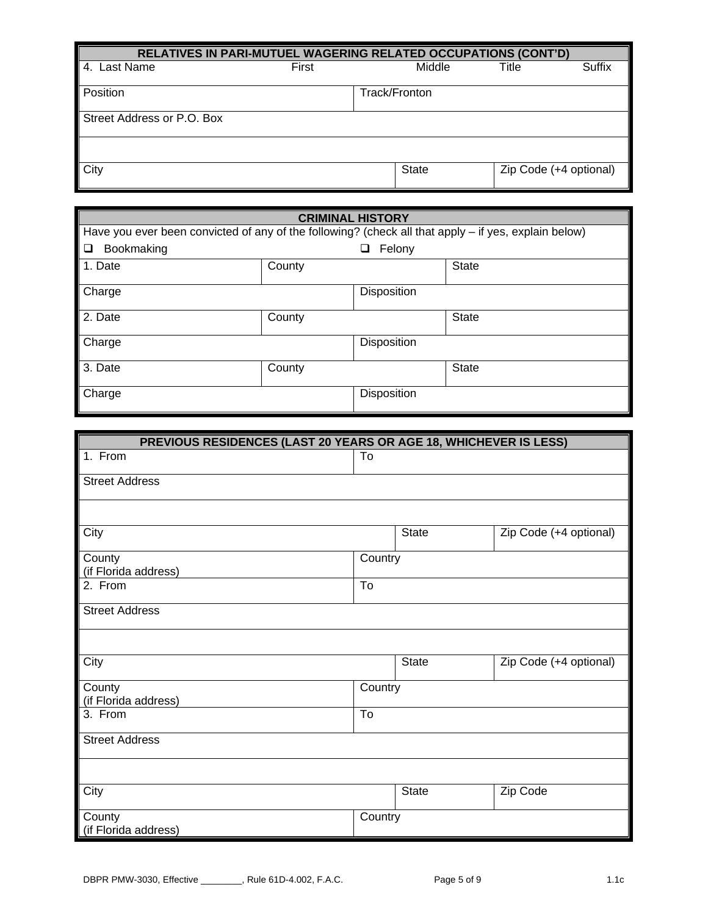## RELATIVES IN PARI-MUTUEL WAGERING RELATED OCCUPATIONS (CONT'D)

| 4. Last Name | First | Middle | Title | Suffix |
|---|---|---|---|---|
| Position | | Track/Fronton | | |
| Street Address or P.O. Box | | | | |
| | | | | |
| City | | State | Zip Code (+4 optional) | |

## CRIMINAL HISTORY

Have you ever been convicted of any of the following? (check all that apply – if yes, explain below)

❑ Bookmaking ❑ Felony

| 1. Date | County | State |
|---|---|---|
| Charge | Disposition | |
| 2. Date | County | State |
| Charge | Disposition | |
| 3. Date | County | State |
| Charge | Disposition | |

## PREVIOUS RESIDENCES (LAST 20 YEARS OR AGE 18, WHICHEVER IS LESS)

| 1. From | To | |
|---|---|---|
| Street Address | | |
| | | |
| City | State | Zip Code (+4 optional) |
| County (if Florida address) | Country | |
| 2. From | To | |
| Street Address | | |
| | | |
| City | State | Zip Code (+4 optional) |
| County (if Florida address) | Country | |
| 3. From | To | |
| Street Address | | |
| | | |
| City | State | Zip Code |
| County (if Florida address) | Country | |

DBPR PMW-3030, Effective ________, Rule 61D-4.002, F.A.C. 1.1c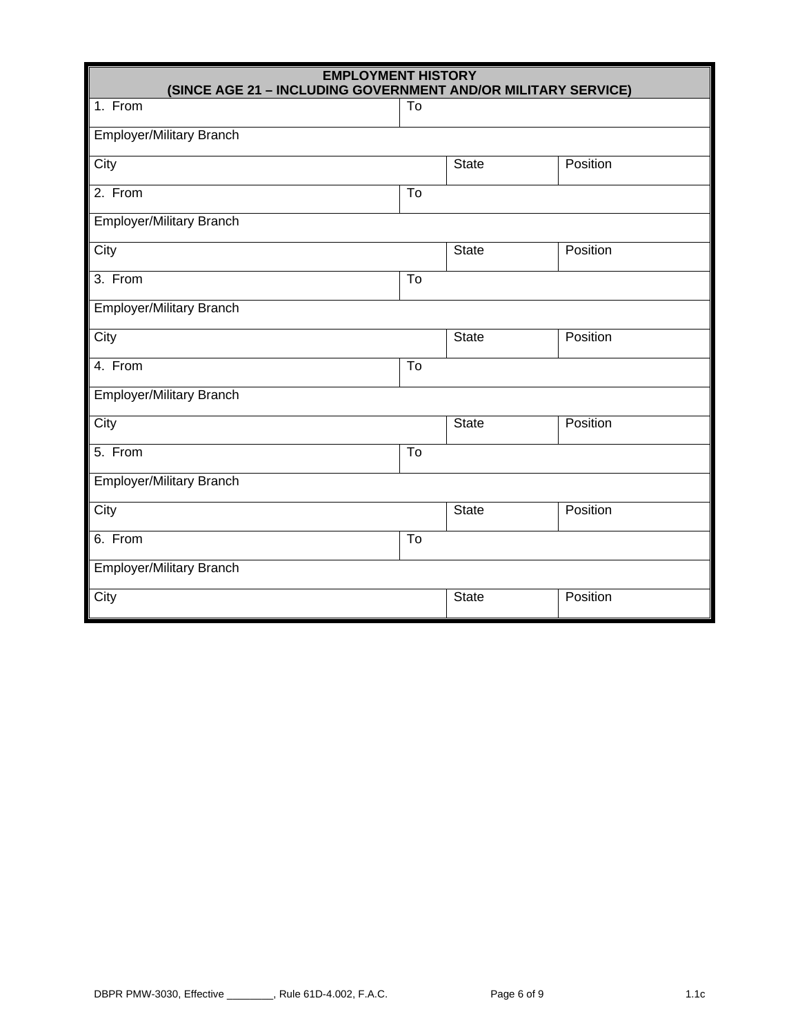## EMPLOYMENT HISTORY
### (SINCE AGE 21 – INCLUDING GOVERNMENT AND/OR MILITARY SERVICE)

| | | |
|---|---|---|
| 1. From | To | |
| Employer/Military Branch | | |
| City | State | Position |
| 2. From | To | |
| Employer/Military Branch | | |
| City | State | Position |
| 3. From | To | |
| Employer/Military Branch | | |
| City | State | Position |
| 4. From | To | |
| Employer/Military Branch | | |
| City | State | Position |
| 5. From | To | |
| Employer/Military Branch | | |
| City | State | Position |
| 6. From | To | |
| Employer/Military Branch | | |
| City | State | Position |

DBPR PMW-3030, Effective ________, Rule 61D-4.002, F.A.C. 1.1c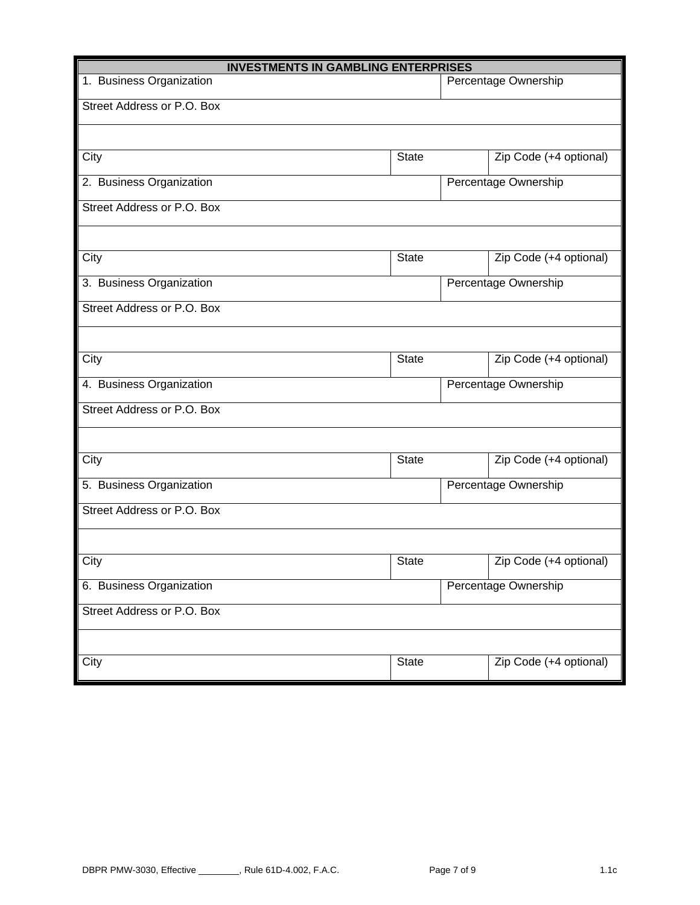## INVESTMENTS IN GAMBLING ENTERPRISES

| 1. Business Organization | | Percentage Ownership |
|---|---|---|
| Street Address or P.O. Box | | |
| | | |
| City | State | Zip Code (+4 optional) |
| 2. Business Organization | | Percentage Ownership |
| Street Address or P.O. Box | | |
| | | |
| City | State | Zip Code (+4 optional) |
| 3. Business Organization | | Percentage Ownership |
| Street Address or P.O. Box | | |
| | | |
| City | State | Zip Code (+4 optional) |
| 4. Business Organization | | Percentage Ownership |
| Street Address or P.O. Box | | |
| | | |
| City | State | Zip Code (+4 optional) |
| 5. Business Organization | | Percentage Ownership |
| Street Address or P.O. Box | | |
| | | |
| City | State | Zip Code (+4 optional) |
| 6. Business Organization | | Percentage Ownership |
| Street Address or P.O. Box | | |
| | | |
| City | State | Zip Code (+4 optional) |

DBPR PMW-3030, Effective ________, Rule 61D-4.002, F.A.C. 1.1c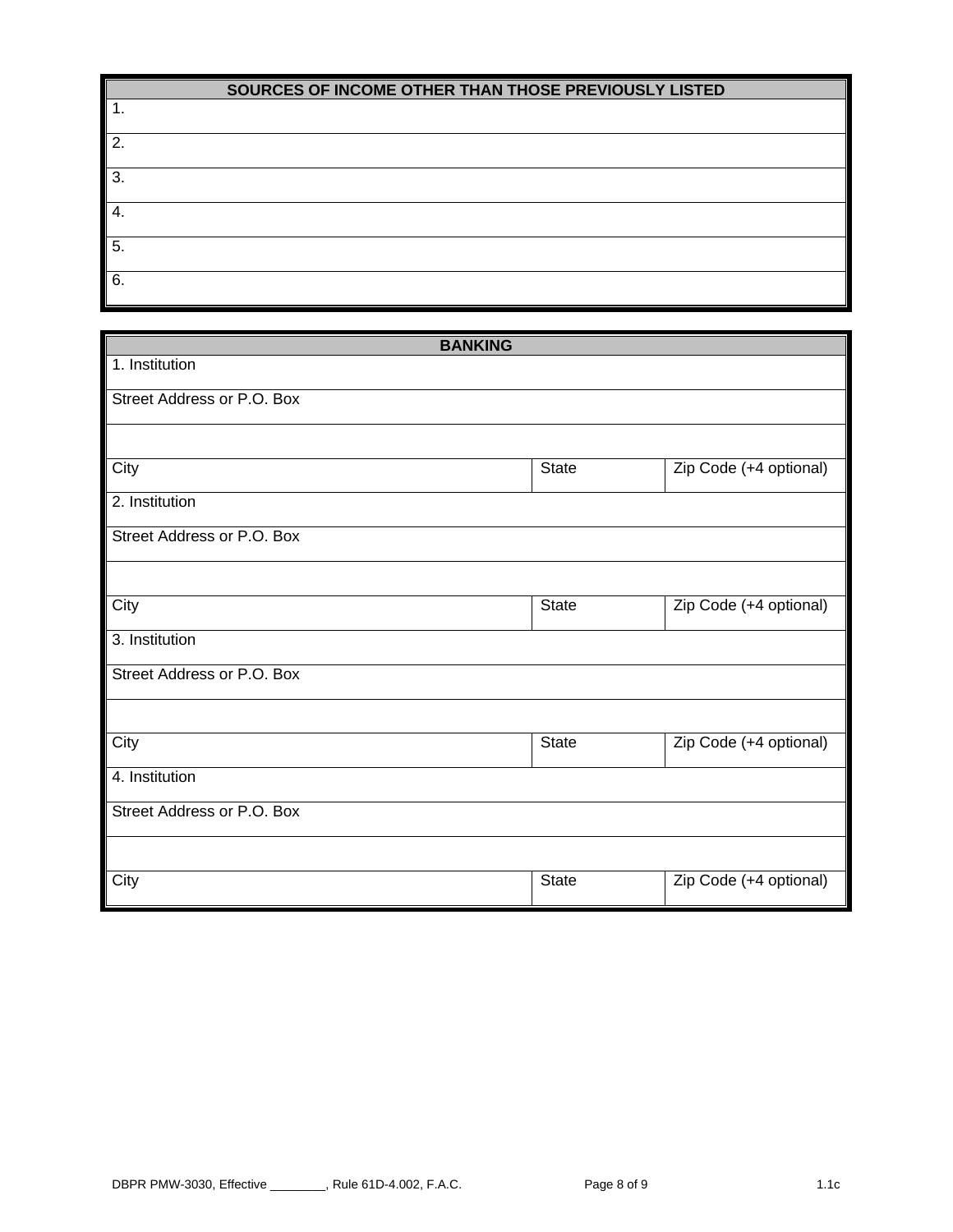| SOURCES OF INCOME OTHER THAN THOSE PREVIOUSLY LISTED |
|---|
| 1. |
| 2. |
| 3. |
| 4. |
| 5. |
| 6. |

| BANKING | | |
|---|---|---|
| 1. Institution | | |
| Street Address or P.O. Box | | |
| | | |
| City | State | Zip Code (+4 optional) |
| 2. Institution | | |
| Street Address or P.O. Box | | |
| | | |
| City | State | Zip Code (+4 optional) |
| 3. Institution | | |
| Street Address or P.O. Box | | |
| | | |
| City | State | Zip Code (+4 optional) |
| 4. Institution | | |
| Street Address or P.O. Box | | |
| | | |
| City | State | Zip Code (+4 optional) |

DBPR PMW-3030, Effective ________, Rule 61D-4.002, F.A.C. 1.1c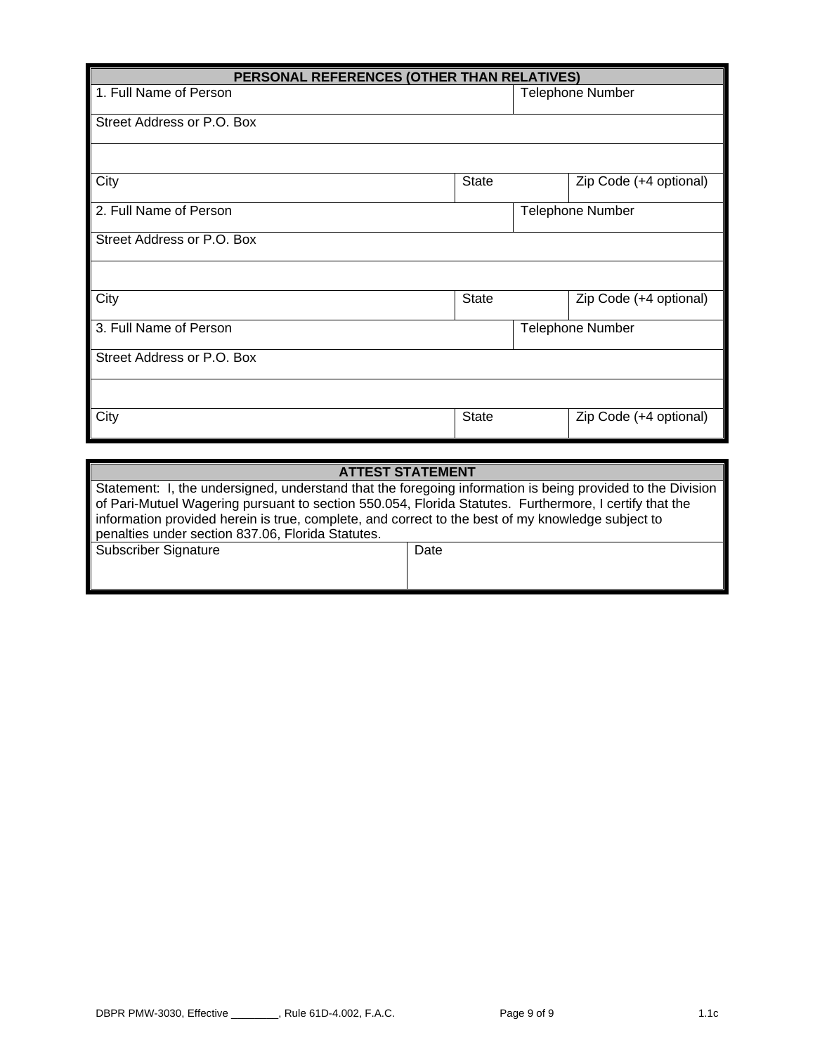## PERSONAL REFERENCES (OTHER THAN RELATIVES)

| | | |
|---|---|---|
| 1. Full Name of Person | | Telephone Number |
| Street Address or P.O. Box | | |
| | | |
| City | State | Zip Code (+4 optional) |
| 2. Full Name of Person | | Telephone Number |
| Street Address or P.O. Box | | |
| | | |
| City | State | Zip Code (+4 optional) |
| 3. Full Name of Person | | Telephone Number |
| Street Address or P.O. Box | | |
| | | |
| City | State | Zip Code (+4 optional) |

## ATTEST STATEMENT

Statement: I, the undersigned, understand that the foregoing information is being provided to the Division of Pari-Mutuel Wagering pursuant to section 550.054, Florida Statutes. Furthermore, I certify that the information provided herein is true, complete, and correct to the best of my knowledge subject to penalties under section 837.06, Florida Statutes.

| | |
|---|---|
| Subscriber Signature | Date |

DBPR PMW-3030, Effective ________, Rule 61D-4.002, F.A.C. 1.1c